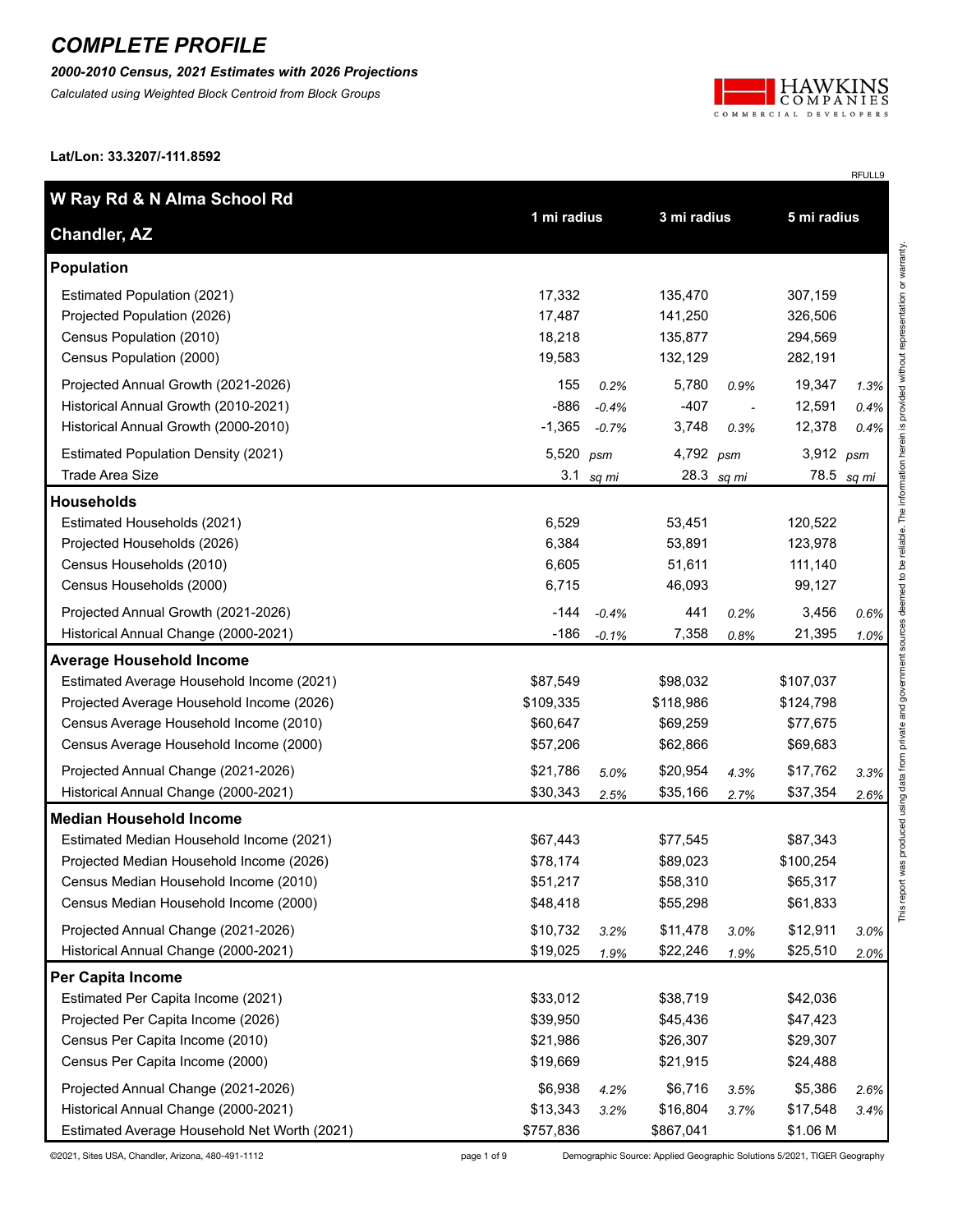# COMPLETE PROFILE

***2000-2010 Census, 2021 Estimates with 2026 Projections***

*Calculated using Weighted Block Centroid from Block Groups*

HAWKINS COMPANIES COMMERCIAL DEVELOPERS

**Lat/Lon: 33.3207/-111.8592**

RFULL9

| **W Ray Rd & N Alma School Rd Chandler, AZ** | **1 mi radius** | | **3 mi radius** | | **5 mi radius** | |
|---|---|---|---|---|---|---|
| **Population** | | | | | | |
| Estimated Population (2021) | 17,332 | | 135,470 | | 307,159 | |
| Projected Population (2026) | 17,487 | | 141,250 | | 326,506 | |
| Census Population (2010) | 18,218 | | 135,877 | | 294,569 | |
| Census Population (2000) | 19,583 | | 132,129 | | 282,191 | |
| Projected Annual Growth (2021-2026) | 155 | *0.2%* | 5,780 | *0.9%* | 19,347 | *1.3%* |
| Historical Annual Growth (2010-2021) | -886 | *-0.4%* | -407 | *-* | 12,591 | *0.4%* |
| Historical Annual Growth (2000-2010) | -1,365 | *-0.7%* | 3,748 | *0.3%* | 12,378 | *0.4%* |
| Estimated Population Density (2021) | 5,520 | *psm* | 4,792 | *psm* | 3,912 | *psm* |
| Trade Area Size | 3.1 | *sq mi* | 28.3 | *sq mi* | 78.5 | *sq mi* |
| **Households** | | | | | | |
| Estimated Households (2021) | 6,529 | | 53,451 | | 120,522 | |
| Projected Households (2026) | 6,384 | | 53,891 | | 123,978 | |
| Census Households (2010) | 6,605 | | 51,611 | | 111,140 | |
| Census Households (2000) | 6,715 | | 46,093 | | 99,127 | |
| Projected Annual Growth (2021-2026) | -144 | *-0.4%* | 441 | *0.2%* | 3,456 | *0.6%* |
| Historical Annual Change (2000-2021) | -186 | *-0.1%* | 7,358 | *0.8%* | 21,395 | *1.0%* |
| **Average Household Income** | | | | | | |
| Estimated Average Household Income (2021) | $87,549 | | $98,032 | | $107,037 | |
| Projected Average Household Income (2026) | $109,335 | | $118,986 | | $124,798 | |
| Census Average Household Income (2010) | $60,647 | | $69,259 | | $77,675 | |
| Census Average Household Income (2000) | $57,206 | | $62,866 | | $69,683 | |
| Projected Annual Change (2021-2026) | $21,786 | *5.0%* | $20,954 | *4.3%* | $17,762 | *3.3%* |
| Historical Annual Change (2000-2021) | $30,343 | *2.5%* | $35,166 | *2.7%* | $37,354 | *2.6%* |
| **Median Household Income** | | | | | | |
| Estimated Median Household Income (2021) | $67,443 | | $77,545 | | $87,343 | |
| Projected Median Household Income (2026) | $78,174 | | $89,023 | | $100,254 | |
| Census Median Household Income (2010) | $51,217 | | $58,310 | | $65,317 | |
| Census Median Household Income (2000) | $48,418 | | $55,298 | | $61,833 | |
| Projected Annual Change (2021-2026) | $10,732 | *3.2%* | $11,478 | *3.0%* | $12,911 | *3.0%* |
| Historical Annual Change (2000-2021) | $19,025 | *1.9%* | $22,246 | *1.9%* | $25,510 | *2.0%* |
| **Per Capita Income** | | | | | | |
| Estimated Per Capita Income (2021) | $33,012 | | $38,719 | | $42,036 | |
| Projected Per Capita Income (2026) | $39,950 | | $45,436 | | $47,423 | |
| Census Per Capita Income (2010) | $21,986 | | $26,307 | | $29,307 | |
| Census Per Capita Income (2000) | $19,669 | | $21,915 | | $24,488 | |
| Projected Annual Change (2021-2026) | $6,938 | *4.2%* | $6,716 | *3.5%* | $5,386 | *2.6%* |
| Historical Annual Change (2000-2021) | $13,343 | *3.2%* | $16,804 | *3.7%* | $17,548 | *3.4%* |
| Estimated Average Household Net Worth (2021) | $757,836 | | $867,041 | | $1.06 M | |

This report was produced using data from private and government sources deemed to be reliable. The information herein is provided without representation or warranty.

©2021, Sites USA, Chandler, Arizona, 480-491-1112

Demographic Source: Applied Geographic Solutions 5/2021, TIGER Geography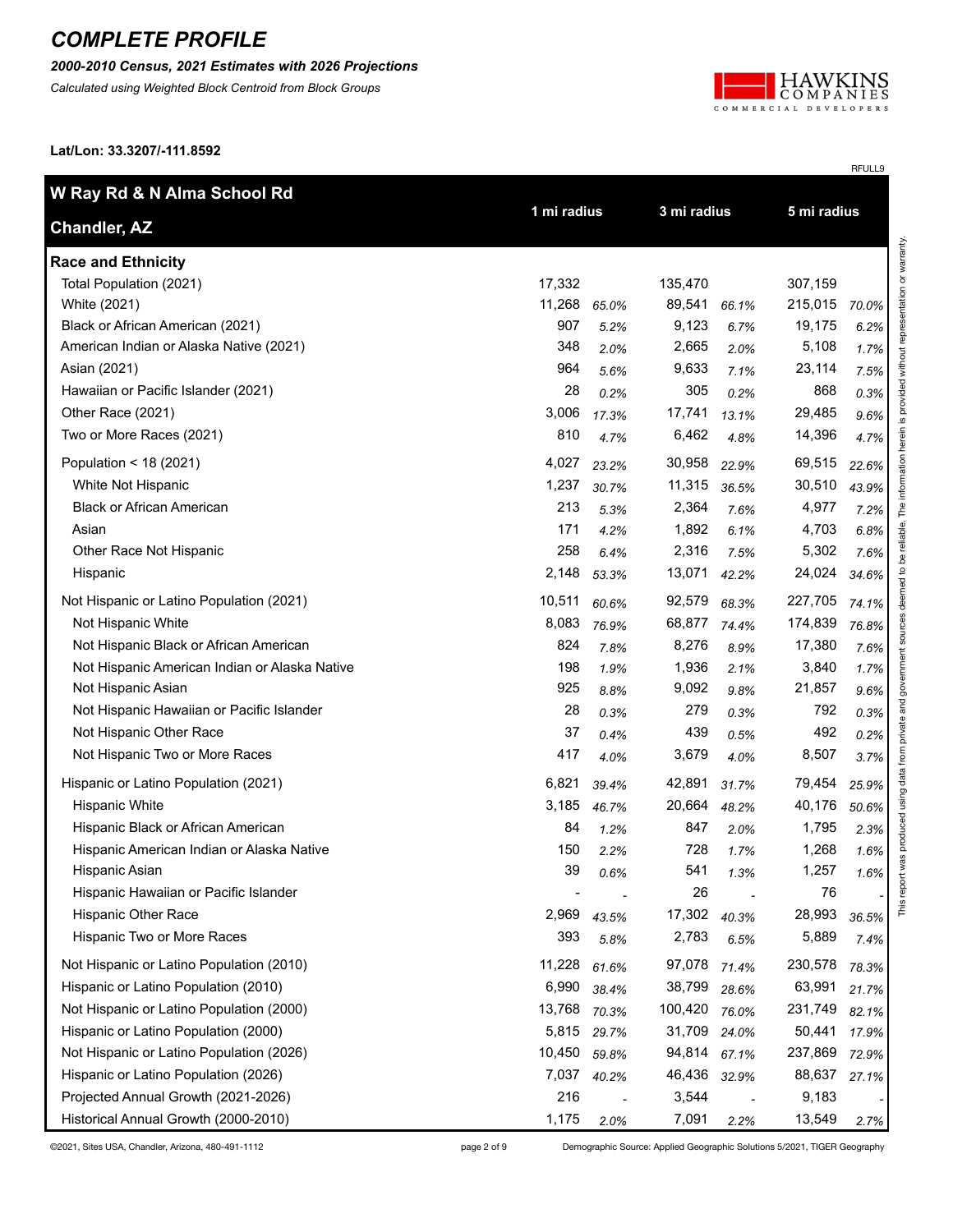# COMPLETE PROFILE

***2000-2010 Census, 2021 Estimates with 2026 Projections***

*Calculated using Weighted Block Centroid from Block Groups*

**Lat/Lon: 33.3207/-111.8592**

RFULL9

| **W Ray Rd & N Alma School Rd**<br>**Chandler, AZ** | 1 mi radius | | 3 mi radius | | 5 mi radius | |
|---|---|---|---|---|---|---|
| **Race and Ethnicity** | | | | | | |
| Total Population (2021) | 17,332 | | 135,470 | | 307,159 | |
| White (2021) | 11,268 | *65.0%* | 89,541 | *66.1%* | 215,015 | *70.0%* |
| Black or African American (2021) | 907 | *5.2%* | 9,123 | *6.7%* | 19,175 | *6.2%* |
| American Indian or Alaska Native (2021) | 348 | *2.0%* | 2,665 | *2.0%* | 5,108 | *1.7%* |
| Asian (2021) | 964 | *5.6%* | 9,633 | *7.1%* | 23,114 | *7.5%* |
| Hawaiian or Pacific Islander (2021) | 28 | *0.2%* | 305 | *0.2%* | 868 | *0.3%* |
| Other Race (2021) | 3,006 | *17.3%* | 17,741 | *13.1%* | 29,485 | *9.6%* |
| Two or More Races (2021) | 810 | *4.7%* | 6,462 | *4.8%* | 14,396 | *4.7%* |
| Population < 18 (2021) | 4,027 | *23.2%* | 30,958 | *22.9%* | 69,515 | *22.6%* |
| White Not Hispanic | 1,237 | *30.7%* | 11,315 | *36.5%* | 30,510 | *43.9%* |
| Black or African American | 213 | *5.3%* | 2,364 | *7.6%* | 4,977 | *7.2%* |
| Asian | 171 | *4.2%* | 1,892 | *6.1%* | 4,703 | *6.8%* |
| Other Race Not Hispanic | 258 | *6.4%* | 2,316 | *7.5%* | 5,302 | *7.6%* |
| Hispanic | 2,148 | *53.3%* | 13,071 | *42.2%* | 24,024 | *34.6%* |
| Not Hispanic or Latino Population (2021) | 10,511 | *60.6%* | 92,579 | *68.3%* | 227,705 | *74.1%* |
| Not Hispanic White | 8,083 | *76.9%* | 68,877 | *74.4%* | 174,839 | *76.8%* |
| Not Hispanic Black or African American | 824 | *7.8%* | 8,276 | *8.9%* | 17,380 | *7.6%* |
| Not Hispanic American Indian or Alaska Native | 198 | *1.9%* | 1,936 | *2.1%* | 3,840 | *1.7%* |
| Not Hispanic Asian | 925 | *8.8%* | 9,092 | *9.8%* | 21,857 | *9.6%* |
| Not Hispanic Hawaiian or Pacific Islander | 28 | *0.3%* | 279 | *0.3%* | 792 | *0.3%* |
| Not Hispanic Other Race | 37 | *0.4%* | 439 | *0.5%* | 492 | *0.2%* |
| Not Hispanic Two or More Races | 417 | *4.0%* | 3,679 | *4.0%* | 8,507 | *3.7%* |
| Hispanic or Latino Population (2021) | 6,821 | *39.4%* | 42,891 | *31.7%* | 79,454 | *25.9%* |
| Hispanic White | 3,185 | *46.7%* | 20,664 | *48.2%* | 40,176 | *50.6%* |
| Hispanic Black or African American | 84 | *1.2%* | 847 | *2.0%* | 1,795 | *2.3%* |
| Hispanic American Indian or Alaska Native | 150 | *2.2%* | 728 | *1.7%* | 1,268 | *1.6%* |
| Hispanic Asian | 39 | *0.6%* | 541 | *1.3%* | 1,257 | *1.6%* |
| Hispanic Hawaiian or Pacific Islander | - | - | 26 | - | 76 | - |
| Hispanic Other Race | 2,969 | *43.5%* | 17,302 | *40.3%* | 28,993 | *36.5%* |
| Hispanic Two or More Races | 393 | *5.8%* | 2,783 | *6.5%* | 5,889 | *7.4%* |
| Not Hispanic or Latino Population (2010) | 11,228 | *61.6%* | 97,078 | *71.4%* | 230,578 | *78.3%* |
| Hispanic or Latino Population (2010) | 6,990 | *38.4%* | 38,799 | *28.6%* | 63,991 | *21.7%* |
| Not Hispanic or Latino Population (2000) | 13,768 | *70.3%* | 100,420 | *76.0%* | 231,749 | *82.1%* |
| Hispanic or Latino Population (2000) | 5,815 | *29.7%* | 31,709 | *24.0%* | 50,441 | *17.9%* |
| Not Hispanic or Latino Population (2026) | 10,450 | *59.8%* | 94,814 | *67.1%* | 237,869 | *72.9%* |
| Hispanic or Latino Population (2026) | 7,037 | *40.2%* | 46,436 | *32.9%* | 88,637 | *27.1%* |
| Projected Annual Growth (2021-2026) | 216 | - | 3,544 | - | 9,183 | - |
| Historical Annual Growth (2000-2010) | 1,175 | *2.0%* | 7,091 | *2.2%* | 13,549 | *2.7%* |

This report was produced using data from private and government sources deemed to be reliable. The information herein is provided without representation or warranty.

©2021, Sites USA, Chandler, Arizona, 480-491-1112

Demographic Source: Applied Geographic Solutions 5/2021, TIGER Geography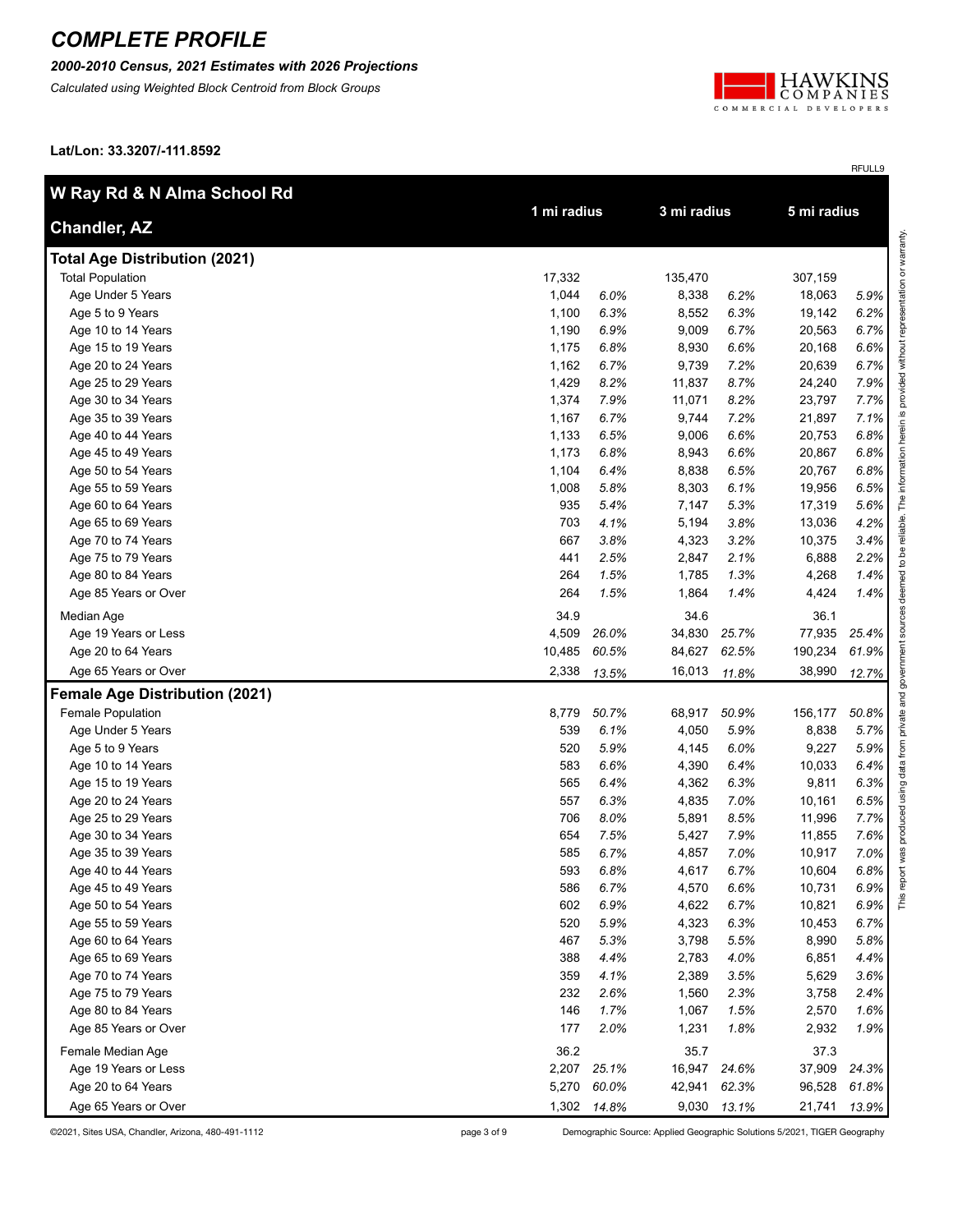# COMPLETE PROFILE

***2000-2010 Census, 2021 Estimates with 2026 Projections***

*Calculated using Weighted Block Centroid from Block Groups*

**Lat/Lon: 33.3207/-111.8592**

RFULL9

| W Ray Rd & N Alma School Rd Chandler, AZ | 1 mi radius | | 3 mi radius | | 5 mi radius | |
|---|---|---|---|---|---|---|
| **Total Age Distribution (2021)** | | | | | | |
| Total Population | 17,332 | | 135,470 | | 307,159 | |
| Age Under 5 Years | 1,044 | *6.0%* | 8,338 | *6.2%* | 18,063 | *5.9%* |
| Age 5 to 9 Years | 1,100 | *6.3%* | 8,552 | *6.3%* | 19,142 | *6.2%* |
| Age 10 to 14 Years | 1,190 | *6.9%* | 9,009 | *6.7%* | 20,563 | *6.7%* |
| Age 15 to 19 Years | 1,175 | *6.8%* | 8,930 | *6.6%* | 20,168 | *6.6%* |
| Age 20 to 24 Years | 1,162 | *6.7%* | 9,739 | *7.2%* | 20,639 | *6.7%* |
| Age 25 to 29 Years | 1,429 | *8.2%* | 11,837 | *8.7%* | 24,240 | *7.9%* |
| Age 30 to 34 Years | 1,374 | *7.9%* | 11,071 | *8.2%* | 23,797 | *7.7%* |
| Age 35 to 39 Years | 1,167 | *6.7%* | 9,744 | *7.2%* | 21,897 | *7.1%* |
| Age 40 to 44 Years | 1,133 | *6.5%* | 9,006 | *6.6%* | 20,753 | *6.8%* |
| Age 45 to 49 Years | 1,173 | *6.8%* | 8,943 | *6.6%* | 20,867 | *6.8%* |
| Age 50 to 54 Years | 1,104 | *6.4%* | 8,838 | *6.5%* | 20,767 | *6.8%* |
| Age 55 to 59 Years | 1,008 | *5.8%* | 8,303 | *6.1%* | 19,956 | *6.5%* |
| Age 60 to 64 Years | 935 | *5.4%* | 7,147 | *5.3%* | 17,319 | *5.6%* |
| Age 65 to 69 Years | 703 | *4.1%* | 5,194 | *3.8%* | 13,036 | *4.2%* |
| Age 70 to 74 Years | 667 | *3.8%* | 4,323 | *3.2%* | 10,375 | *3.4%* |
| Age 75 to 79 Years | 441 | *2.5%* | 2,847 | *2.1%* | 6,888 | *2.2%* |
| Age 80 to 84 Years | 264 | *1.5%* | 1,785 | *1.3%* | 4,268 | *1.4%* |
| Age 85 Years or Over | 264 | *1.5%* | 1,864 | *1.4%* | 4,424 | *1.4%* |
| Median Age | 34.9 | | 34.6 | | 36.1 | |
| Age 19 Years or Less | 4,509 | *26.0%* | 34,830 | *25.7%* | 77,935 | *25.4%* |
| Age 20 to 64 Years | 10,485 | *60.5%* | 84,627 | *62.5%* | 190,234 | *61.9%* |
| Age 65 Years or Over | 2,338 | *13.5%* | 16,013 | *11.8%* | 38,990 | *12.7%* |
| **Female Age Distribution (2021)** | | | | | | |
| Female Population | 8,779 | *50.7%* | 68,917 | *50.9%* | 156,177 | *50.8%* |
| Age Under 5 Years | 539 | *6.1%* | 4,050 | *5.9%* | 8,838 | *5.7%* |
| Age 5 to 9 Years | 520 | *5.9%* | 4,145 | *6.0%* | 9,227 | *5.9%* |
| Age 10 to 14 Years | 583 | *6.6%* | 4,390 | *6.4%* | 10,033 | *6.4%* |
| Age 15 to 19 Years | 565 | *6.4%* | 4,362 | *6.3%* | 9,811 | *6.3%* |
| Age 20 to 24 Years | 557 | *6.3%* | 4,835 | *7.0%* | 10,161 | *6.5%* |
| Age 25 to 29 Years | 706 | *8.0%* | 5,891 | *8.5%* | 11,996 | *7.7%* |
| Age 30 to 34 Years | 654 | *7.5%* | 5,427 | *7.9%* | 11,855 | *7.6%* |
| Age 35 to 39 Years | 585 | *6.7%* | 4,857 | *7.0%* | 10,917 | *7.0%* |
| Age 40 to 44 Years | 593 | *6.8%* | 4,617 | *6.7%* | 10,604 | *6.8%* |
| Age 45 to 49 Years | 586 | *6.7%* | 4,570 | *6.6%* | 10,731 | *6.9%* |
| Age 50 to 54 Years | 602 | *6.9%* | 4,622 | *6.7%* | 10,821 | *6.9%* |
| Age 55 to 59 Years | 520 | *5.9%* | 4,323 | *6.3%* | 10,453 | *6.7%* |
| Age 60 to 64 Years | 467 | *5.3%* | 3,798 | *5.5%* | 8,990 | *5.8%* |
| Age 65 to 69 Years | 388 | *4.4%* | 2,783 | *4.0%* | 6,851 | *4.4%* |
| Age 70 to 74 Years | 359 | *4.1%* | 2,389 | *3.5%* | 5,629 | *3.6%* |
| Age 75 to 79 Years | 232 | *2.6%* | 1,560 | *2.3%* | 3,758 | *2.4%* |
| Age 80 to 84 Years | 146 | *1.7%* | 1,067 | *1.5%* | 2,570 | *1.6%* |
| Age 85 Years or Over | 177 | *2.0%* | 1,231 | *1.8%* | 2,932 | *1.9%* |
| Female Median Age | 36.2 | | 35.7 | | 37.3 | |
| Age 19 Years or Less | 2,207 | *25.1%* | 16,947 | *24.6%* | 37,909 | *24.3%* |
| Age 20 to 64 Years | 5,270 | *60.0%* | 42,941 | *62.3%* | 96,528 | *61.8%* |
| Age 65 Years or Over | 1,302 | *14.8%* | 9,030 | *13.1%* | 21,741 | *13.9%* |

This report was produced using data from private and government sources deemed to be reliable. The information herein is provided without representation or warranty.

©2021, Sites USA, Chandler, Arizona, 480-491-1112

Demographic Source: Applied Geographic Solutions 5/2021, TIGER Geography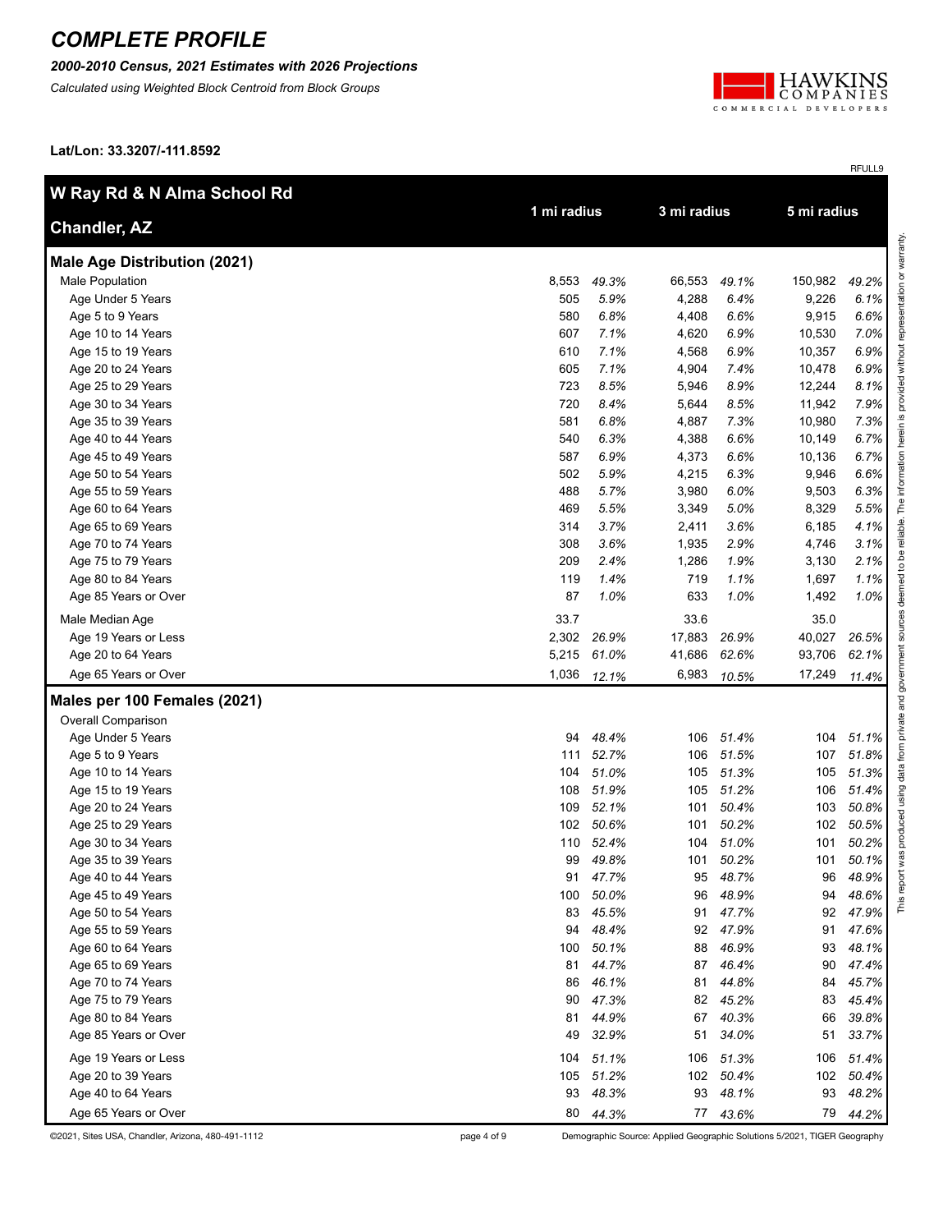# COMPLETE PROFILE

***2000-2010 Census, 2021 Estimates with 2026 Projections***

*Calculated using Weighted Block Centroid from Block Groups*

**Lat/Lon: 33.3207/-111.8592**

RFULL9

| W Ray Rd & N Alma School Rd<br>Chandler, AZ | 1 mi radius | | 3 mi radius | | 5 mi radius | |
|---|---|---|---|---|---|---|
| **Male Age Distribution (2021)** | | | | | | |
| Male Population | 8,553 | *49.3%* | 66,553 | *49.1%* | 150,982 | *49.2%* |
| Age Under 5 Years | 505 | *5.9%* | 4,288 | *6.4%* | 9,226 | *6.1%* |
| Age 5 to 9 Years | 580 | *6.8%* | 4,408 | *6.6%* | 9,915 | *6.6%* |
| Age 10 to 14 Years | 607 | *7.1%* | 4,620 | *6.9%* | 10,530 | *7.0%* |
| Age 15 to 19 Years | 610 | *7.1%* | 4,568 | *6.9%* | 10,357 | *6.9%* |
| Age 20 to 24 Years | 605 | *7.1%* | 4,904 | *7.4%* | 10,478 | *6.9%* |
| Age 25 to 29 Years | 723 | *8.5%* | 5,946 | *8.9%* | 12,244 | *8.1%* |
| Age 30 to 34 Years | 720 | *8.4%* | 5,644 | *8.5%* | 11,942 | *7.9%* |
| Age 35 to 39 Years | 581 | *6.8%* | 4,887 | *7.3%* | 10,980 | *7.3%* |
| Age 40 to 44 Years | 540 | *6.3%* | 4,388 | *6.6%* | 10,149 | *6.7%* |
| Age 45 to 49 Years | 587 | *6.9%* | 4,373 | *6.6%* | 10,136 | *6.7%* |
| Age 50 to 54 Years | 502 | *5.9%* | 4,215 | *6.3%* | 9,946 | *6.6%* |
| Age 55 to 59 Years | 488 | *5.7%* | 3,980 | *6.0%* | 9,503 | *6.3%* |
| Age 60 to 64 Years | 469 | *5.5%* | 3,349 | *5.0%* | 8,329 | *5.5%* |
| Age 65 to 69 Years | 314 | *3.7%* | 2,411 | *3.6%* | 6,185 | *4.1%* |
| Age 70 to 74 Years | 308 | *3.6%* | 1,935 | *2.9%* | 4,746 | *3.1%* |
| Age 75 to 79 Years | 209 | *2.4%* | 1,286 | *1.9%* | 3,130 | *2.1%* |
| Age 80 to 84 Years | 119 | *1.4%* | 719 | *1.1%* | 1,697 | *1.1%* |
| Age 85 Years or Over | 87 | *1.0%* | 633 | *1.0%* | 1,492 | *1.0%* |
| Male Median Age | 33.7 | | 33.6 | | 35.0 | |
| Age 19 Years or Less | 2,302 | *26.9%* | 17,883 | *26.9%* | 40,027 | *26.5%* |
| Age 20 to 64 Years | 5,215 | *61.0%* | 41,686 | *62.6%* | 93,706 | *62.1%* |
| Age 65 Years or Over | 1,036 | *12.1%* | 6,983 | *10.5%* | 17,249 | *11.4%* |
| **Males per 100 Females (2021)** | | | | | | |
| Overall Comparison | | | | | | |
| Age Under 5 Years | 94 | *48.4%* | 106 | *51.4%* | 104 | *51.1%* |
| Age 5 to 9 Years | 111 | *52.7%* | 106 | *51.5%* | 107 | *51.8%* |
| Age 10 to 14 Years | 104 | *51.0%* | 105 | *51.3%* | 105 | *51.3%* |
| Age 15 to 19 Years | 108 | *51.9%* | 105 | *51.2%* | 106 | *51.4%* |
| Age 20 to 24 Years | 109 | *52.1%* | 101 | *50.4%* | 103 | *50.8%* |
| Age 25 to 29 Years | 102 | *50.6%* | 101 | *50.2%* | 102 | *50.5%* |
| Age 30 to 34 Years | 110 | *52.4%* | 104 | *51.0%* | 101 | *50.2%* |
| Age 35 to 39 Years | 99 | *49.8%* | 101 | *50.2%* | 101 | *50.1%* |
| Age 40 to 44 Years | 91 | *47.7%* | 95 | *48.7%* | 96 | *48.9%* |
| Age 45 to 49 Years | 100 | *50.0%* | 96 | *48.9%* | 94 | *48.6%* |
| Age 50 to 54 Years | 83 | *45.5%* | 91 | *47.7%* | 92 | *47.9%* |
| Age 55 to 59 Years | 94 | *48.4%* | 92 | *47.9%* | 91 | *47.6%* |
| Age 60 to 64 Years | 100 | *50.1%* | 88 | *46.9%* | 93 | *48.1%* |
| Age 65 to 69 Years | 81 | *44.7%* | 87 | *46.4%* | 90 | *47.4%* |
| Age 70 to 74 Years | 86 | *46.1%* | 81 | *44.8%* | 84 | *45.7%* |
| Age 75 to 79 Years | 90 | *47.3%* | 82 | *45.2%* | 83 | *45.4%* |
| Age 80 to 84 Years | 81 | *44.9%* | 67 | *40.3%* | 66 | *39.8%* |
| Age 85 Years or Over | 49 | *32.9%* | 51 | *34.0%* | 51 | *33.7%* |
| Age 19 Years or Less | 104 | *51.1%* | 106 | *51.3%* | 106 | *51.4%* |
| Age 20 to 39 Years | 105 | *51.2%* | 102 | *50.4%* | 102 | *50.4%* |
| Age 40 to 64 Years | 93 | *48.3%* | 93 | *48.1%* | 93 | *48.2%* |
| Age 65 Years or Over | 80 | *44.3%* | 77 | *43.6%* | 79 | *44.2%* |

This report was produced using data from private and government sources deemed to be reliable. The information herein is provided without representation or warranty.

©2021, Sites USA, Chandler, Arizona, 480-491-1112

Demographic Source: Applied Geographic Solutions 5/2021, TIGER Geography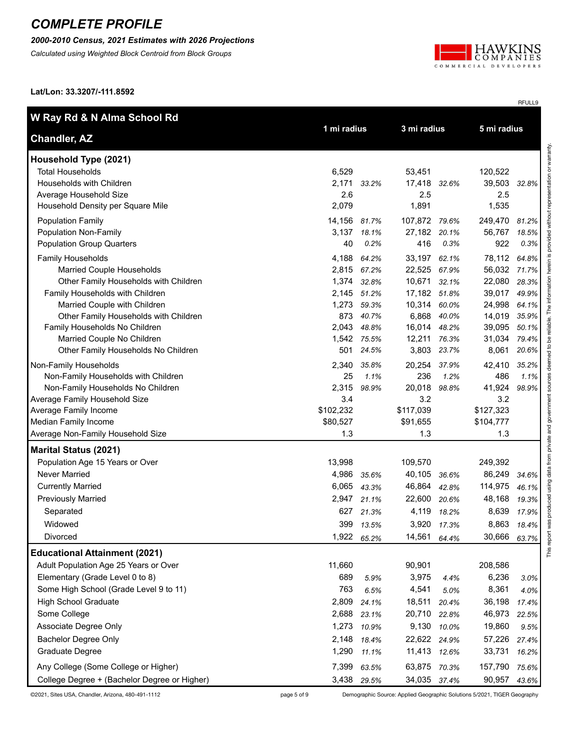# COMPLETE PROFILE

***2000-2010 Census, 2021 Estimates with 2026 Projections***

*Calculated using Weighted Block Centroid from Block Groups*

**Lat/Lon: 33.3207/-111.8592**

RFULL9

| **W Ray Rd & N Alma School Rd**<br>**Chandler, AZ** | 1 mi radius | | 3 mi radius | | 5 mi radius | |
|---|---|---|---|---|---|---|
| **Household Type (2021)** | | | | | | |
| Total Households | 6,529 | | 53,451 | | 120,522 | |
| Households with Children | 2,171 | *33.2%* | 17,418 | *32.6%* | 39,503 | *32.8%* |
| Average Household Size | 2.6 | | 2.5 | | 2.5 | |
| Household Density per Square Mile | 2,079 | | 1,891 | | 1,535 | |
| Population Family | 14,156 | *81.7%* | 107,872 | *79.6%* | 249,470 | *81.2%* |
| Population Non-Family | 3,137 | *18.1%* | 27,182 | *20.1%* | 56,767 | *18.5%* |
| Population Group Quarters | 40 | *0.2%* | 416 | *0.3%* | 922 | *0.3%* |
| Family Households | 4,188 | *64.2%* | 33,197 | *62.1%* | 78,112 | *64.8%* |
| Married Couple Households | 2,815 | *67.2%* | 22,525 | *67.9%* | 56,032 | *71.7%* |
| Other Family Households with Children | 1,374 | *32.8%* | 10,671 | *32.1%* | 22,080 | *28.3%* |
| Family Households with Children | 2,145 | *51.2%* | 17,182 | *51.8%* | 39,017 | *49.9%* |
| Married Couple with Children | 1,273 | *59.3%* | 10,314 | *60.0%* | 24,998 | *64.1%* |
| Other Family Households with Children | 873 | *40.7%* | 6,868 | *40.0%* | 14,019 | *35.9%* |
| Family Households No Children | 2,043 | *48.8%* | 16,014 | *48.2%* | 39,095 | *50.1%* |
| Married Couple No Children | 1,542 | *75.5%* | 12,211 | *76.3%* | 31,034 | *79.4%* |
| Other Family Households No Children | 501 | *24.5%* | 3,803 | *23.7%* | 8,061 | *20.6%* |
| Non-Family Households | 2,340 | *35.8%* | 20,254 | *37.9%* | 42,410 | *35.2%* |
| Non-Family Households with Children | 25 | *1.1%* | 236 | *1.2%* | 486 | *1.1%* |
| Non-Family Households No Children | 2,315 | *98.9%* | 20,018 | *98.8%* | 41,924 | *98.9%* |
| Average Family Household Size | 3.4 | | 3.2 | | 3.2 | |
| Average Family Income | $102,232 | | $117,039 | | $127,323 | |
| Median Family Income | $80,527 | | $91,655 | | $104,777 | |
| Average Non-Family Household Size | 1.3 | | 1.3 | | 1.3 | |
| **Marital Status (2021)** | | | | | | |
| Population Age 15 Years or Over | 13,998 | | 109,570 | | 249,392 | |
| Never Married | 4,986 | *35.6%* | 40,105 | *36.6%* | 86,249 | *34.6%* |
| Currently Married | 6,065 | *43.3%* | 46,864 | *42.8%* | 114,975 | *46.1%* |
| Previously Married | 2,947 | *21.1%* | 22,600 | *20.6%* | 48,168 | *19.3%* |
| Separated | 627 | *21.3%* | 4,119 | *18.2%* | 8,639 | *17.9%* |
| Widowed | 399 | *13.5%* | 3,920 | *17.3%* | 8,863 | *18.4%* |
| Divorced | 1,922 | *65.2%* | 14,561 | *64.4%* | 30,666 | *63.7%* |
| **Educational Attainment (2021)** | | | | | | |
| Adult Population Age 25 Years or Over | 11,660 | | 90,901 | | 208,586 | |
| Elementary (Grade Level 0 to 8) | 689 | *5.9%* | 3,975 | *4.4%* | 6,236 | *3.0%* |
| Some High School (Grade Level 9 to 11) | 763 | *6.5%* | 4,541 | *5.0%* | 8,361 | *4.0%* |
| High School Graduate | 2,809 | *24.1%* | 18,511 | *20.4%* | 36,198 | *17.4%* |
| Some College | 2,688 | *23.1%* | 20,710 | *22.8%* | 46,973 | *22.5%* |
| Associate Degree Only | 1,273 | *10.9%* | 9,130 | *10.0%* | 19,860 | *9.5%* |
| Bachelor Degree Only | 2,148 | *18.4%* | 22,622 | *24.9%* | 57,226 | *27.4%* |
| Graduate Degree | 1,290 | *11.1%* | 11,413 | *12.6%* | 33,731 | *16.2%* |
| Any College (Some College or Higher) | 7,399 | *63.5%* | 63,875 | *70.3%* | 157,790 | *75.6%* |
| College Degree + (Bachelor Degree or Higher) | 3,438 | *29.5%* | 34,035 | *37.4%* | 90,957 | *43.6%* |

This report was produced using data from private and government sources deemed to be reliable. The information herein is provided without representation or warranty.

©2021, Sites USA, Chandler, Arizona, 480-491-1112

Demographic Source: Applied Geographic Solutions 5/2021, TIGER Geography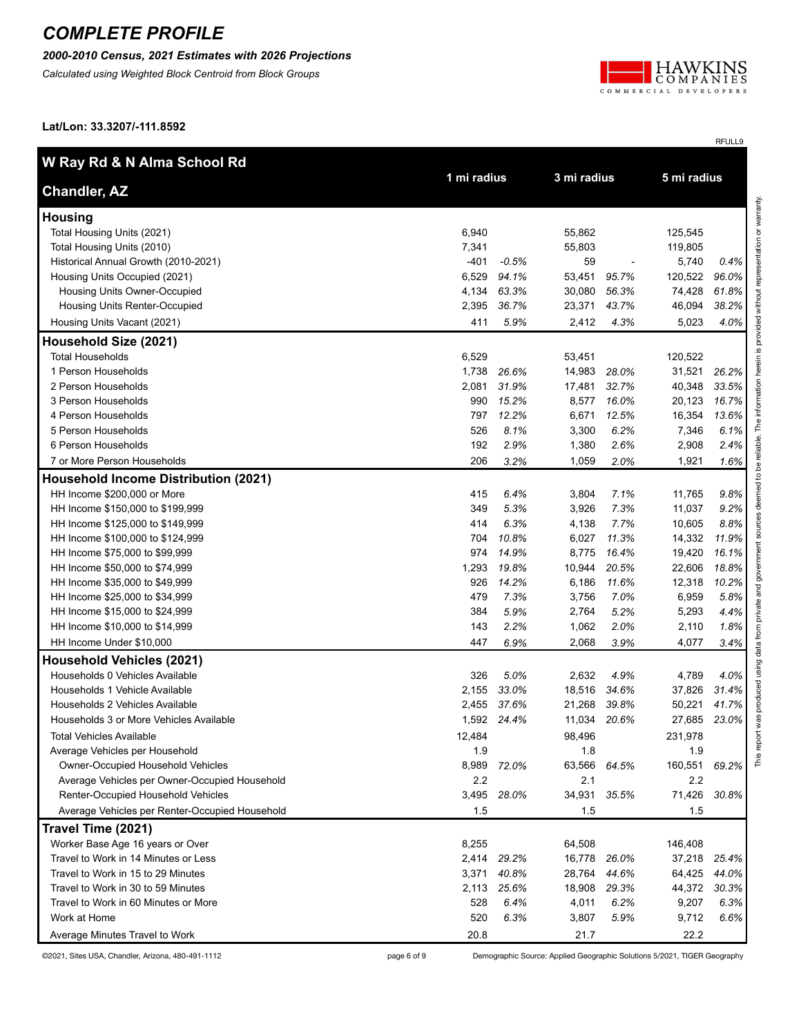# COMPLETE PROFILE

***2000-2010 Census, 2021 Estimates with 2026 Projections***

*Calculated using Weighted Block Centroid from Block Groups*

HAWKINS COMPANIES
COMMERCIAL DEVELOPERS

**Lat/Lon: 33.3207/-111.8592**

RFULL9

| **W Ray Rd & N Alma School Rd** **Chandler, AZ** | **1 mi radius** | | **3 mi radius** | | **5 mi radius** | |
|---|---|---|---|---|---|---|
| **Housing** | | | | | | |
| Total Housing Units (2021) | 6,940 | | 55,862 | | 125,545 | |
| Total Housing Units (2010) | 7,341 | | 55,803 | | 119,805 | |
| Historical Annual Growth (2010-2021) | -401 | *-0.5%* | 59 | - | 5,740 | *0.4%* |
| Housing Units Occupied (2021) | 6,529 | *94.1%* | 53,451 | *95.7%* | 120,522 | *96.0%* |
| Housing Units Owner-Occupied | 4,134 | *63.3%* | 30,080 | *56.3%* | 74,428 | *61.8%* |
| Housing Units Renter-Occupied | 2,395 | *36.7%* | 23,371 | *43.7%* | 46,094 | *38.2%* |
| Housing Units Vacant (2021) | 411 | *5.9%* | 2,412 | *4.3%* | 5,023 | *4.0%* |
| **Household Size (2021)** | | | | | | |
| Total Households | 6,529 | | 53,451 | | 120,522 | |
| 1 Person Households | 1,738 | *26.6%* | 14,983 | *28.0%* | 31,521 | *26.2%* |
| 2 Person Households | 2,081 | *31.9%* | 17,481 | *32.7%* | 40,348 | *33.5%* |
| 3 Person Households | 990 | *15.2%* | 8,577 | *16.0%* | 20,123 | *16.7%* |
| 4 Person Households | 797 | *12.2%* | 6,671 | *12.5%* | 16,354 | *13.6%* |
| 5 Person Households | 526 | *8.1%* | 3,300 | *6.2%* | 7,346 | *6.1%* |
| 6 Person Households | 192 | *2.9%* | 1,380 | *2.6%* | 2,908 | *2.4%* |
| 7 or More Person Households | 206 | *3.2%* | 1,059 | *2.0%* | 1,921 | *1.6%* |
| **Household Income Distribution (2021)** | | | | | | |
| HH Income $200,000 or More | 415 | *6.4%* | 3,804 | *7.1%* | 11,765 | *9.8%* |
| HH Income $150,000 to $199,999 | 349 | *5.3%* | 3,926 | *7.3%* | 11,037 | *9.2%* |
| HH Income $125,000 to $149,999 | 414 | *6.3%* | 4,138 | *7.7%* | 10,605 | *8.8%* |
| HH Income $100,000 to $124,999 | 704 | *10.8%* | 6,027 | *11.3%* | 14,332 | *11.9%* |
| HH Income $75,000 to $99,999 | 974 | *14.9%* | 8,775 | *16.4%* | 19,420 | *16.1%* |
| HH Income $50,000 to $74,999 | 1,293 | *19.8%* | 10,944 | *20.5%* | 22,606 | *18.8%* |
| HH Income $35,000 to $49,999 | 926 | *14.2%* | 6,186 | *11.6%* | 12,318 | *10.2%* |
| HH Income $25,000 to $34,999 | 479 | *7.3%* | 3,756 | *7.0%* | 6,959 | *5.8%* |
| HH Income $15,000 to $24,999 | 384 | *5.9%* | 2,764 | *5.2%* | 5,293 | *4.4%* |
| HH Income $10,000 to $14,999 | 143 | *2.2%* | 1,062 | *2.0%* | 2,110 | *1.8%* |
| HH Income Under $10,000 | 447 | *6.9%* | 2,068 | *3.9%* | 4,077 | *3.4%* |
| **Household Vehicles (2021)** | | | | | | |
| Households 0 Vehicles Available | 326 | *5.0%* | 2,632 | *4.9%* | 4,789 | *4.0%* |
| Households 1 Vehicle Available | 2,155 | *33.0%* | 18,516 | *34.6%* | 37,826 | *31.4%* |
| Households 2 Vehicles Available | 2,455 | *37.6%* | 21,268 | *39.8%* | 50,221 | *41.7%* |
| Households 3 or More Vehicles Available | 1,592 | *24.4%* | 11,034 | *20.6%* | 27,685 | *23.0%* |
| Total Vehicles Available | 12,484 | | 98,496 | | 231,978 | |
| Average Vehicles per Household | 1.9 | | 1.8 | | 1.9 | |
| Owner-Occupied Household Vehicles | 8,989 | *72.0%* | 63,566 | *64.5%* | 160,551 | *69.2%* |
| Average Vehicles per Owner-Occupied Household | 2.2 | | 2.1 | | 2.2 | |
| Renter-Occupied Household Vehicles | 3,495 | *28.0%* | 34,931 | *35.5%* | 71,426 | *30.8%* |
| Average Vehicles per Renter-Occupied Household | 1.5 | | 1.5 | | 1.5 | |
| **Travel Time (2021)** | | | | | | |
| Worker Base Age 16 years or Over | 8,255 | | 64,508 | | 146,408 | |
| Travel to Work in 14 Minutes or Less | 2,414 | *29.2%* | 16,778 | *26.0%* | 37,218 | *25.4%* |
| Travel to Work in 15 to 29 Minutes | 3,371 | *40.8%* | 28,764 | *44.6%* | 64,425 | *44.0%* |
| Travel to Work in 30 to 59 Minutes | 2,113 | *25.6%* | 18,908 | *29.3%* | 44,372 | *30.3%* |
| Travel to Work in 60 Minutes or More | 528 | *6.4%* | 4,011 | *6.2%* | 9,207 | *6.3%* |
| Work at Home | 520 | *6.3%* | 3,807 | *5.9%* | 9,712 | *6.6%* |
| Average Minutes Travel to Work | 20.8 | | 21.7 | | 22.2 | |

This report was produced using data from private and government sources deemed to be reliable. The information herein is provided without representation or warranty.

©2021, Sites USA, Chandler, Arizona, 480-491-1112

Demographic Source: Applied Geographic Solutions 5/2021, TIGER Geography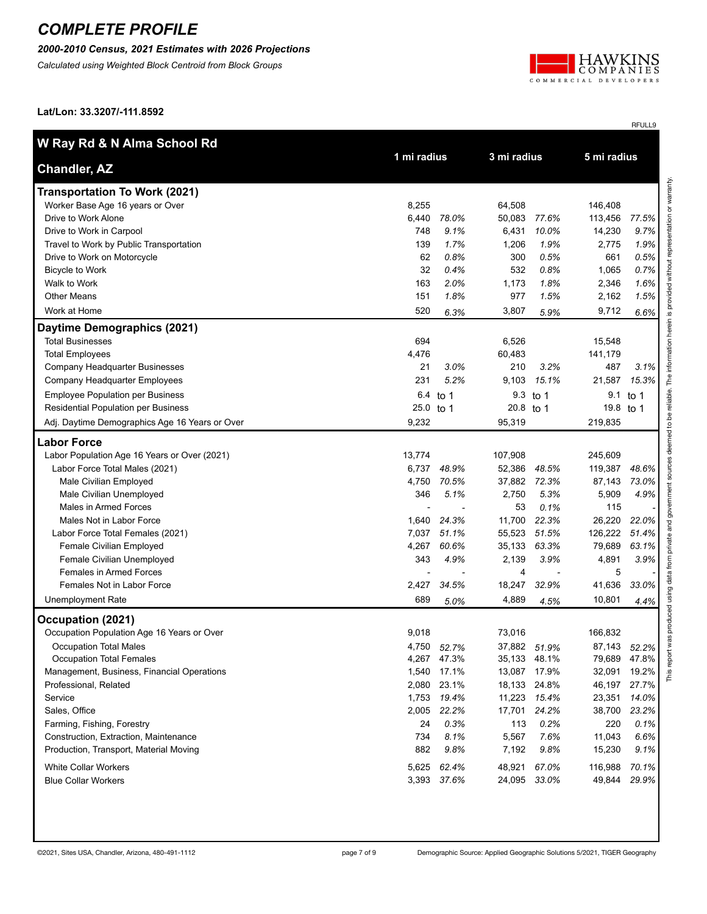# COMPLETE PROFILE

***2000-2010 Census, 2021 Estimates with 2026 Projections***

*Calculated using Weighted Block Centroid from Block Groups*

**Lat/Lon: 33.3207/-111.8592**

RFULL9

| W Ray Rd & N Alma School Rd<br>Chandler, AZ | 1 mi radius | | 3 mi radius | | 5 mi radius | |
|---|---|---|---|---|---|---|
| **Transportation To Work (2021)** | | | | | | |
| Worker Base Age 16 years or Over | 8,255 | | 64,508 | | 146,408 | |
| Drive to Work Alone | 6,440 | *78.0%* | 50,083 | *77.6%* | 113,456 | *77.5%* |
| Drive to Work in Carpool | 748 | *9.1%* | 6,431 | *10.0%* | 14,230 | *9.7%* |
| Travel to Work by Public Transportation | 139 | *1.7%* | 1,206 | *1.9%* | 2,775 | *1.9%* |
| Drive to Work on Motorcycle | 62 | *0.8%* | 300 | *0.5%* | 661 | *0.5%* |
| Bicycle to Work | 32 | *0.4%* | 532 | *0.8%* | 1,065 | *0.7%* |
| Walk to Work | 163 | *2.0%* | 1,173 | *1.8%* | 2,346 | *1.6%* |
| Other Means | 151 | *1.8%* | 977 | *1.5%* | 2,162 | *1.5%* |
| Work at Home | 520 | *6.3%* | 3,807 | *5.9%* | 9,712 | *6.6%* |
| **Daytime Demographics (2021)** | | | | | | |
| Total Businesses | 694 | | 6,526 | | 15,548 | |
| Total Employees | 4,476 | | 60,483 | | 141,179 | |
| Company Headquarter Businesses | 21 | *3.0%* | 210 | *3.2%* | 487 | *3.1%* |
| Company Headquarter Employees | 231 | *5.2%* | 9,103 | *15.1%* | 21,587 | *15.3%* |
| Employee Population per Business | 6.4 | to 1 | 9.3 | to 1 | 9.1 | to 1 |
| Residential Population per Business | 25.0 | to 1 | 20.8 | to 1 | 19.8 | to 1 |
| Adj. Daytime Demographics Age 16 Years or Over | 9,232 | | 95,319 | | 219,835 | |
| **Labor Force** | | | | | | |
| Labor Population Age 16 Years or Over (2021) | 13,774 | | 107,908 | | 245,609 | |
| Labor Force Total Males (2021) | 6,737 | *48.9%* | 52,386 | *48.5%* | 119,387 | *48.6%* |
| Male Civilian Employed | 4,750 | *70.5%* | 37,882 | *72.3%* | 87,143 | *73.0%* |
| Male Civilian Unemployed | 346 | *5.1%* | 2,750 | *5.3%* | 5,909 | *4.9%* |
| Males in Armed Forces | - | - | 53 | *0.1%* | 115 | - |
| Males Not in Labor Force | 1,640 | *24.3%* | 11,700 | *22.3%* | 26,220 | *22.0%* |
| Labor Force Total Females (2021) | 7,037 | *51.1%* | 55,523 | *51.5%* | 126,222 | *51.4%* |
| Female Civilian Employed | 4,267 | *60.6%* | 35,133 | *63.3%* | 79,689 | *63.1%* |
| Female Civilian Unemployed | 343 | *4.9%* | 2,139 | *3.9%* | 4,891 | *3.9%* |
| Females in Armed Forces | - | - | 4 | - | 5 | - |
| Females Not in Labor Force | 2,427 | *34.5%* | 18,247 | *32.9%* | 41,636 | *33.0%* |
| Unemployment Rate | 689 | *5.0%* | 4,889 | *4.5%* | 10,801 | *4.4%* |
| **Occupation (2021)** | | | | | | |
| Occupation Population Age 16 Years or Over | 9,018 | | 73,016 | | 166,832 | |
| Occupation Total Males | 4,750 | *52.7%* | 37,882 | *51.9%* | 87,143 | *52.2%* |
| Occupation Total Females | 4,267 | 47.3% | 35,133 | 48.1% | 79,689 | 47.8% |
| Management, Business, Financial Operations | 1,540 | 17.1% | 13,087 | 17.9% | 32,091 | 19.2% |
| Professional, Related | 2,080 | 23.1% | 18,133 | 24.8% | 46,197 | 27.7% |
| Service | 1,753 | *19.4%* | 11,223 | *15.4%* | 23,351 | *14.0%* |
| Sales, Office | 2,005 | *22.2%* | 17,701 | *24.2%* | 38,700 | *23.2%* |
| Farming, Fishing, Forestry | 24 | *0.3%* | 113 | *0.2%* | 220 | *0.1%* |
| Construction, Extraction, Maintenance | 734 | *8.1%* | 5,567 | *7.6%* | 11,043 | *6.6%* |
| Production, Transport, Material Moving | 882 | *9.8%* | 7,192 | *9.8%* | 15,230 | *9.1%* |
| White Collar Workers | 5,625 | *62.4%* | 48,921 | *67.0%* | 116,988 | *70.1%* |
| Blue Collar Workers | 3,393 | *37.6%* | 24,095 | *33.0%* | 49,844 | *29.9%* |

This report was produced using data from private and government sources deemed to be reliable. The information herein is provided without representation or warranty.

©2021, Sites USA, Chandler, Arizona, 480-491-1112

Demographic Source: Applied Geographic Solutions 5/2021, TIGER Geography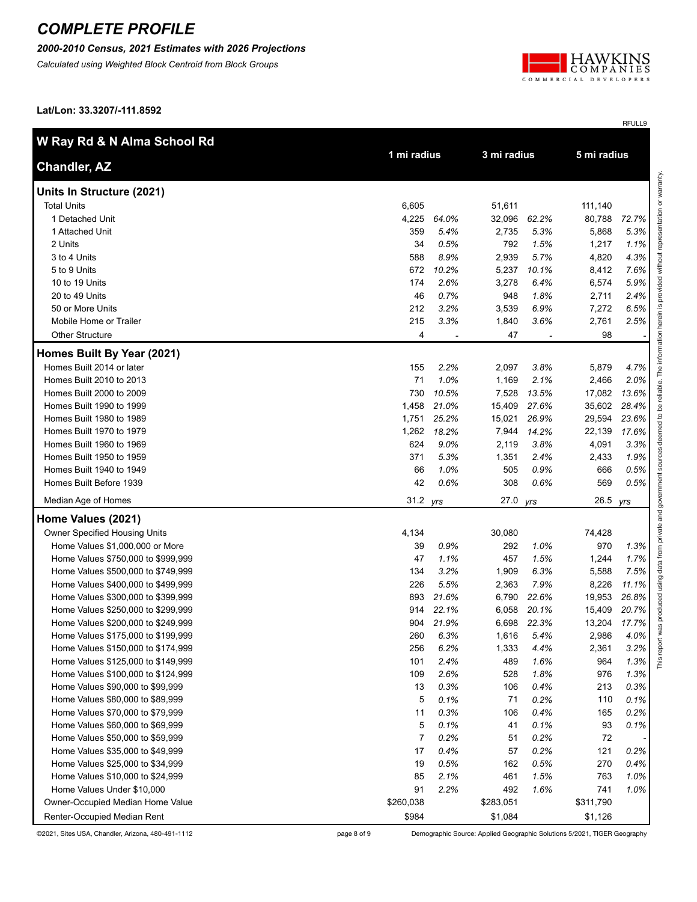# COMPLETE PROFILE

***2000-2010 Census, 2021 Estimates with 2026 Projections***

*Calculated using Weighted Block Centroid from Block Groups*

**Lat/Lon: 33.3207/-111.8592**

RFULL9

| W Ray Rd & N Alma School Rd Chandler, AZ | 1 mi radius | | 3 mi radius | | 5 mi radius | |
|---|---|---|---|---|---|---|
| **Units In Structure (2021)** | | | | | | |
| Total Units | 6,605 | | 51,611 | | 111,140 | |
| 1 Detached Unit | 4,225 | *64.0%* | 32,096 | *62.2%* | 80,788 | *72.7%* |
| 1 Attached Unit | 359 | *5.4%* | 2,735 | *5.3%* | 5,868 | *5.3%* |
| 2 Units | 34 | *0.5%* | 792 | *1.5%* | 1,217 | *1.1%* |
| 3 to 4 Units | 588 | *8.9%* | 2,939 | *5.7%* | 4,820 | *4.3%* |
| 5 to 9 Units | 672 | *10.2%* | 5,237 | *10.1%* | 8,412 | *7.6%* |
| 10 to 19 Units | 174 | *2.6%* | 3,278 | *6.4%* | 6,574 | *5.9%* |
| 20 to 49 Units | 46 | *0.7%* | 948 | *1.8%* | 2,711 | *2.4%* |
| 50 or More Units | 212 | *3.2%* | 3,539 | *6.9%* | 7,272 | *6.5%* |
| Mobile Home or Trailer | 215 | *3.3%* | 1,840 | *3.6%* | 2,761 | *2.5%* |
| Other Structure | 4 | - | 47 | - | 98 | - |
| **Homes Built By Year (2021)** | | | | | | |
| Homes Built 2014 or later | 155 | *2.2%* | 2,097 | *3.8%* | 5,879 | *4.7%* |
| Homes Built 2010 to 2013 | 71 | *1.0%* | 1,169 | *2.1%* | 2,466 | *2.0%* |
| Homes Built 2000 to 2009 | 730 | *10.5%* | 7,528 | *13.5%* | 17,082 | *13.6%* |
| Homes Built 1990 to 1999 | 1,458 | *21.0%* | 15,409 | *27.6%* | 35,602 | *28.4%* |
| Homes Built 1980 to 1989 | 1,751 | *25.2%* | 15,021 | *26.9%* | 29,594 | *23.6%* |
| Homes Built 1970 to 1979 | 1,262 | *18.2%* | 7,944 | *14.2%* | 22,139 | *17.6%* |
| Homes Built 1960 to 1969 | 624 | *9.0%* | 2,119 | *3.8%* | 4,091 | *3.3%* |
| Homes Built 1950 to 1959 | 371 | *5.3%* | 1,351 | *2.4%* | 2,433 | *1.9%* |
| Homes Built 1940 to 1949 | 66 | *1.0%* | 505 | *0.9%* | 666 | *0.5%* |
| Homes Built Before 1939 | 42 | *0.6%* | 308 | *0.6%* | 569 | *0.5%* |
| Median Age of Homes | 31.2 | *yrs* | 27.0 | *yrs* | 26.5 | *yrs* |
| **Home Values (2021)** | | | | | | |
| Owner Specified Housing Units | 4,134 | | 30,080 | | 74,428 | |
| Home Values $1,000,000 or More | 39 | *0.9%* | 292 | *1.0%* | 970 | *1.3%* |
| Home Values $750,000 to $999,999 | 47 | *1.1%* | 457 | *1.5%* | 1,244 | *1.7%* |
| Home Values $500,000 to $749,999 | 134 | *3.2%* | 1,909 | *6.3%* | 5,588 | *7.5%* |
| Home Values $400,000 to $499,999 | 226 | *5.5%* | 2,363 | *7.9%* | 8,226 | *11.1%* |
| Home Values $300,000 to $399,999 | 893 | *21.6%* | 6,790 | *22.6%* | 19,953 | *26.8%* |
| Home Values $250,000 to $299,999 | 914 | *22.1%* | 6,058 | *20.1%* | 15,409 | *20.7%* |
| Home Values $200,000 to $249,999 | 904 | *21.9%* | 6,698 | *22.3%* | 13,204 | *17.7%* |
| Home Values $175,000 to $199,999 | 260 | *6.3%* | 1,616 | *5.4%* | 2,986 | *4.0%* |
| Home Values $150,000 to $174,999 | 256 | *6.2%* | 1,333 | *4.4%* | 2,361 | *3.2%* |
| Home Values $125,000 to $149,999 | 101 | *2.4%* | 489 | *1.6%* | 964 | *1.3%* |
| Home Values $100,000 to $124,999 | 109 | *2.6%* | 528 | *1.8%* | 976 | *1.3%* |
| Home Values $90,000 to $99,999 | 13 | *0.3%* | 106 | *0.4%* | 213 | *0.3%* |
| Home Values $80,000 to $89,999 | 5 | *0.1%* | 71 | *0.2%* | 110 | *0.1%* |
| Home Values $70,000 to $79,999 | 11 | *0.3%* | 106 | *0.4%* | 165 | *0.2%* |
| Home Values $60,000 to $69,999 | 5 | *0.1%* | 41 | *0.1%* | 93 | *0.1%* |
| Home Values $50,000 to $59,999 | 7 | *0.2%* | 51 | *0.2%* | 72 | - |
| Home Values $35,000 to $49,999 | 17 | *0.4%* | 57 | *0.2%* | 121 | *0.2%* |
| Home Values $25,000 to $34,999 | 19 | *0.5%* | 162 | *0.5%* | 270 | *0.4%* |
| Home Values $10,000 to $24,999 | 85 | *2.1%* | 461 | *1.5%* | 763 | *1.0%* |
| Home Values Under $10,000 | 91 | *2.2%* | 492 | *1.6%* | 741 | *1.0%* |
| Owner-Occupied Median Home Value | $260,038 | | $283,051 | | $311,790 | |
| Renter-Occupied Median Rent | $984 | | $1,084 | | $1,126 | |

This report was produced using data from private and government sources deemed to be reliable. The information herein is provided without representation or warranty.

©2021, Sites USA, Chandler, Arizona, 480-491-1112

Demographic Source: Applied Geographic Solutions 5/2021, TIGER Geography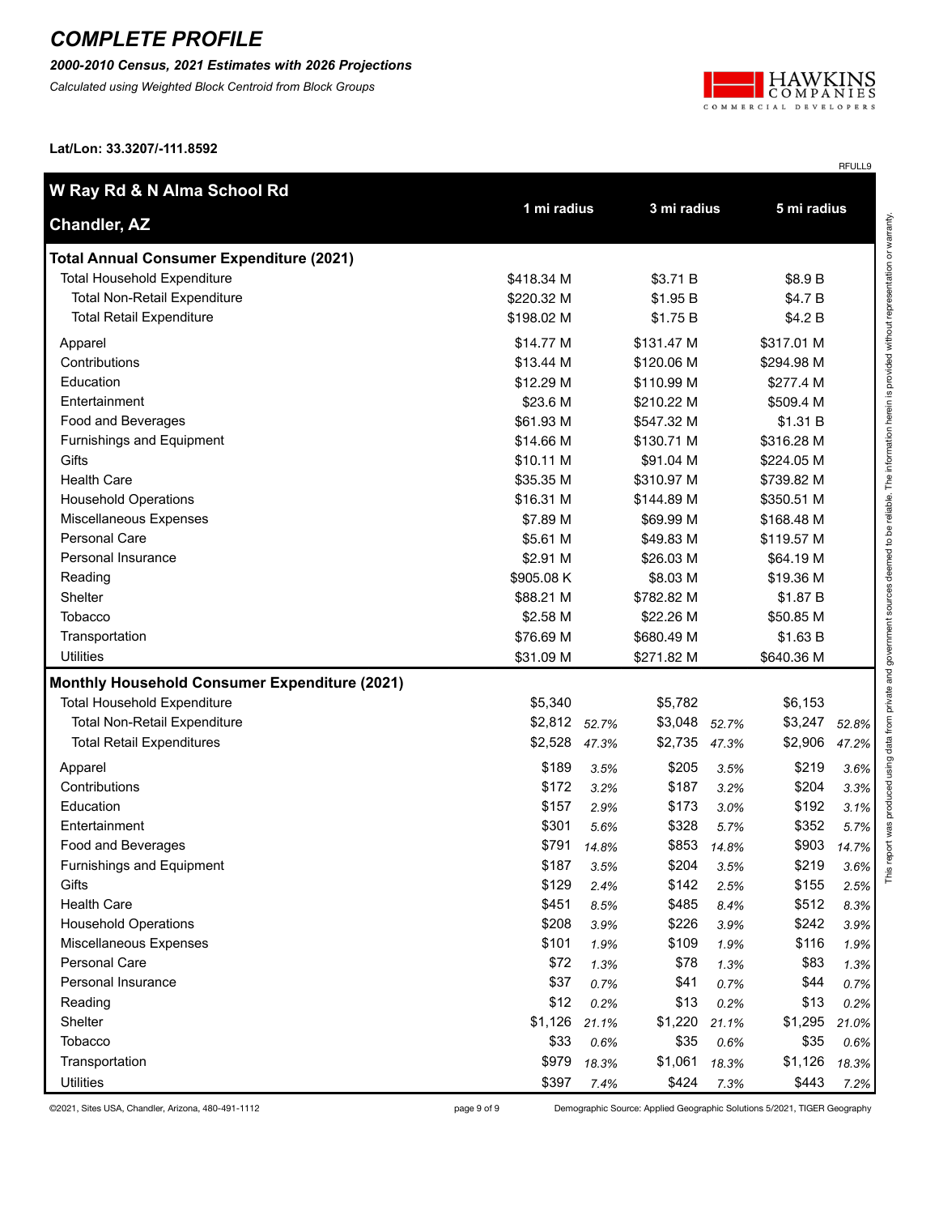# COMPLETE PROFILE

***2000-2010 Census, 2021 Estimates with 2026 Projections***

*Calculated using Weighted Block Centroid from Block Groups*

**Lat/Lon: 33.3207/-111.8592**

RFULL9

| W Ray Rd & N Alma School Rd<br>Chandler, AZ | 1 mi radius | | 3 mi radius | | 5 mi radius | |
|---|---|---|---|---|---|---|
| **Total Annual Consumer Expenditure (2021)** | | | | | | |
| Total Household Expenditure | $418.34 M | | $3.71 B | | $8.9 B | |
| Total Non-Retail Expenditure | $220.32 M | | $1.95 B | | $4.7 B | |
| Total Retail Expenditure | $198.02 M | | $1.75 B | | $4.2 B | |
| Apparel | $14.77 M | | $131.47 M | | $317.01 M | |
| Contributions | $13.44 M | | $120.06 M | | $294.98 M | |
| Education | $12.29 M | | $110.99 M | | $277.4 M | |
| Entertainment | $23.6 M | | $210.22 M | | $509.4 M | |
| Food and Beverages | $61.93 M | | $547.32 M | | $1.31 B | |
| Furnishings and Equipment | $14.66 M | | $130.71 M | | $316.28 M | |
| Gifts | $10.11 M | | $91.04 M | | $224.05 M | |
| Health Care | $35.35 M | | $310.97 M | | $739.82 M | |
| Household Operations | $16.31 M | | $144.89 M | | $350.51 M | |
| Miscellaneous Expenses | $7.89 M | | $69.99 M | | $168.48 M | |
| Personal Care | $5.61 M | | $49.83 M | | $119.57 M | |
| Personal Insurance | $2.91 M | | $26.03 M | | $64.19 M | |
| Reading | $905.08 K | | $8.03 M | | $19.36 M | |
| Shelter | $88.21 M | | $782.82 M | | $1.87 B | |
| Tobacco | $2.58 M | | $22.26 M | | $50.85 M | |
| Transportation | $76.69 M | | $680.49 M | | $1.63 B | |
| Utilities | $31.09 M | | $271.82 M | | $640.36 M | |
| **Monthly Household Consumer Expenditure (2021)** | | | | | | |
| Total Household Expenditure | $5,340 | | $5,782 | | $6,153 | |
| Total Non-Retail Expenditure | $2,812 | *52.7%* | $3,048 | *52.7%* | $3,247 | *52.8%* |
| Total Retail Expenditures | $2,528 | *47.3%* | $2,735 | *47.3%* | $2,906 | *47.2%* |
| Apparel | $189 | *3.5%* | $205 | *3.5%* | $219 | *3.6%* |
| Contributions | $172 | *3.2%* | $187 | *3.2%* | $204 | *3.3%* |
| Education | $157 | *2.9%* | $173 | *3.0%* | $192 | *3.1%* |
| Entertainment | $301 | *5.6%* | $328 | *5.7%* | $352 | *5.7%* |
| Food and Beverages | $791 | *14.8%* | $853 | *14.8%* | $903 | *14.7%* |
| Furnishings and Equipment | $187 | *3.5%* | $204 | *3.5%* | $219 | *3.6%* |
| Gifts | $129 | *2.4%* | $142 | *2.5%* | $155 | *2.5%* |
| Health Care | $451 | *8.5%* | $485 | *8.4%* | $512 | *8.3%* |
| Household Operations | $208 | *3.9%* | $226 | *3.9%* | $242 | *3.9%* |
| Miscellaneous Expenses | $101 | *1.9%* | $109 | *1.9%* | $116 | *1.9%* |
| Personal Care | $72 | *1.3%* | $78 | *1.3%* | $83 | *1.3%* |
| Personal Insurance | $37 | *0.7%* | $41 | *0.7%* | $44 | *0.7%* |
| Reading | $12 | *0.2%* | $13 | *0.2%* | $13 | *0.2%* |
| Shelter | $1,126 | *21.1%* | $1,220 | *21.1%* | $1,295 | *21.0%* |
| Tobacco | $33 | *0.6%* | $35 | *0.6%* | $35 | *0.6%* |
| Transportation | $979 | *18.3%* | $1,061 | *18.3%* | $1,126 | *18.3%* |
| Utilities | $397 | *7.4%* | $424 | *7.3%* | $443 | *7.2%* |

This report was produced using data from private and government sources deemed to be reliable. The information herein is provided without representation or warranty.

©2021, Sites USA, Chandler, Arizona, 480-491-1112

Demographic Source: Applied Geographic Solutions 5/2021, TIGER Geography